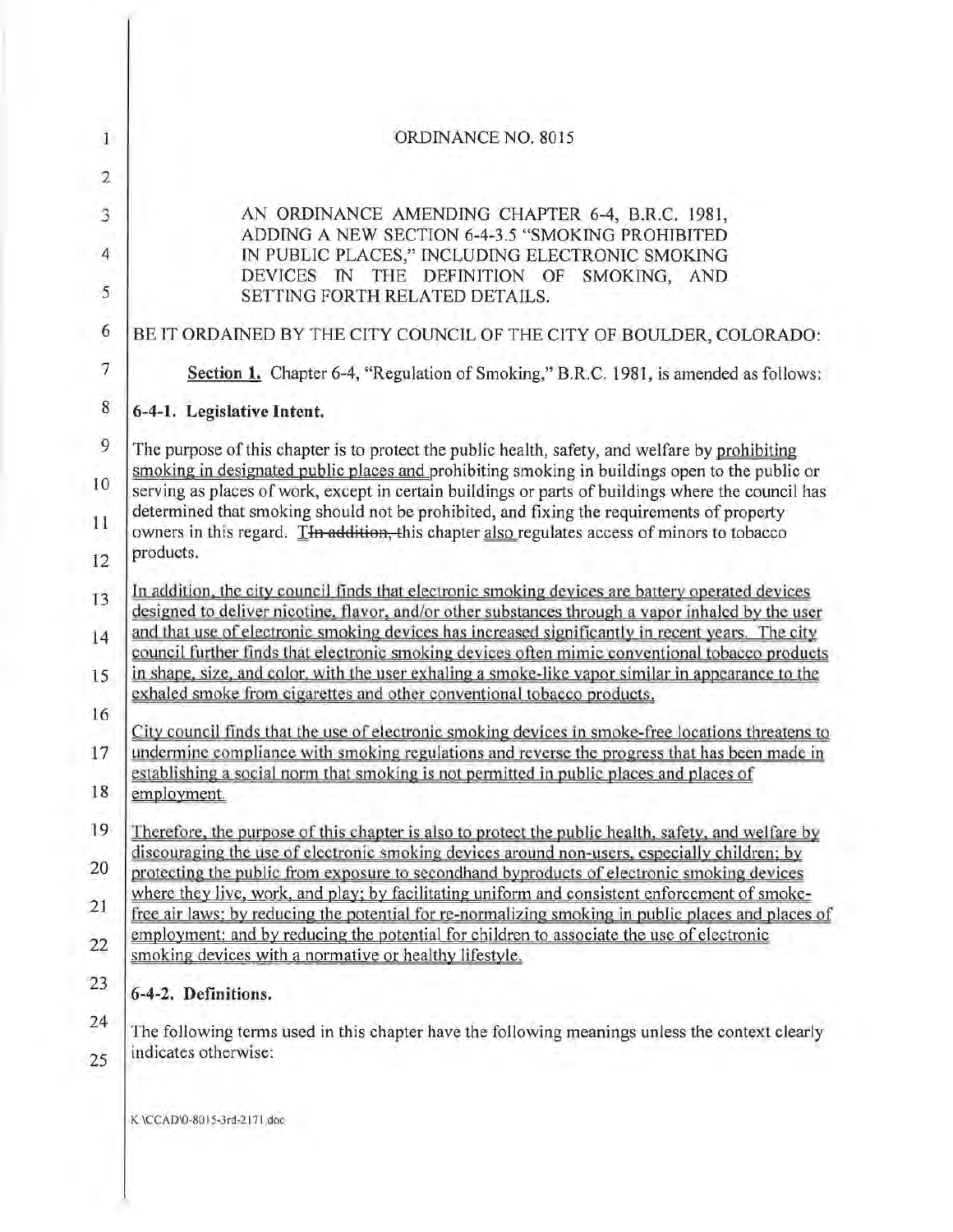# ORDINANCE NO. 8015

AN ORDINANCE AMENDING CHAPTER 6-4, B.R.C. 1981, ADDING A NEW SECTION 6-4-3.5 "SMOKING PROHIBITED IN PUBLIC PLACES," INCLUDING ELECTRONIC SMOKING DEVICES IN THE DEFINITION OF SMOKING, AND SETTING FORTH RELATED DETAILS.

BE IT ORDAINED BY THE CITY COUNCIL OF THE CITY OF BOULDER, COLORADO:

**Section 1.** Chapter 6-4, "Regulation of Smoking," B.R.C. 1981, is amended as follows:

**6-4-1. Legislative Intent.**

The purpose of this chapter is to protect the public health, safety, and welfare by <u>prohibiting smoking in designated public places and</u> prohibiting smoking in buildings open to the public or serving as places of work, except in certain buildings or parts of buildings where the council has determined that smoking should not be prohibited, and fixing the requirements of property owners in this regard. <u>T</u>~~In addition, t~~his chapter <u>also</u> regulates access of minors to tobacco products.

<u>In addition, the city council finds that electronic smoking devices are battery operated devices designed to deliver nicotine, flavor, and/or other substances through a vapor inhaled by the user and that use of electronic smoking devices has increased significantly in recent years. The city council further finds that electronic smoking devices often mimic conventional tobacco products in shape, size, and color, with the user exhaling a smoke-like vapor similar in appearance to the exhaled smoke from cigarettes and other conventional tobacco products.</u>

<u>City council finds that the use of electronic smoking devices in smoke-free locations threatens to undermine compliance with smoking regulations and reverse the progress that has been made in establishing a social norm that smoking is not permitted in public places and places of employment.</u>

<u>Therefore, the purpose of this chapter is also to protect the public health, safety, and welfare by discouraging the use of electronic smoking devices around non-users, especially children; by protecting the public from exposure to secondhand byproducts of electronic smoking devices where they live, work, and play; by facilitating uniform and consistent enforcement of smoke-free air laws; by reducing the potential for re-normalizing smoking in public places and places of employment; and by reducing the potential for children to associate the use of electronic smoking devices with a normative or healthy lifestyle.</u>

**6-4-2. Definitions.**

The following terms used in this chapter have the following meanings unless the context clearly indicates otherwise:

K:\CCAD\0-8015-3rd-2171.doc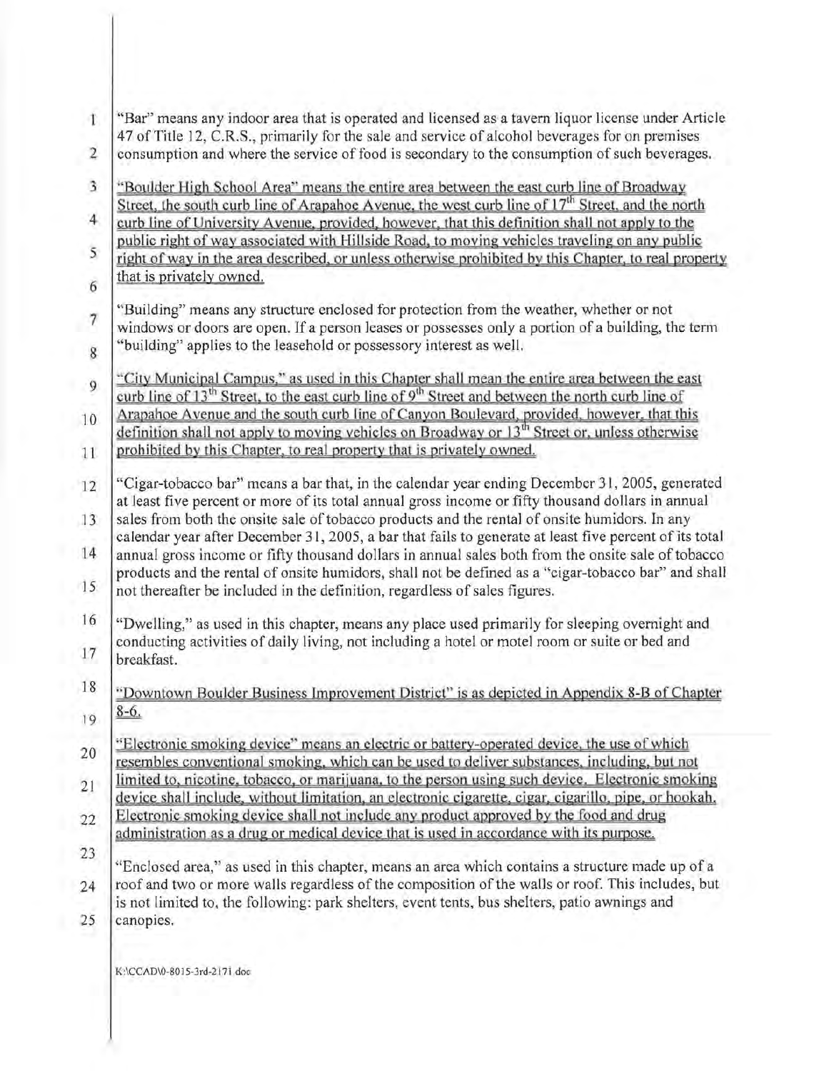"Bar" means any indoor area that is operated and licensed as a tavern liquor license under Article 47 of Title 12, C.R.S., primarily for the sale and service of alcohol beverages for on premises consumption and where the service of food is secondary to the consumption of such beverages.

<u>"Boulder High School Area" means the entire area between the east curb line of Broadway Street, the south curb line of Arapahoe Avenue, the west curb line of 17th Street, and the north curb line of University Avenue, provided, however, that this definition shall not apply to the public right of way associated with Hillside Road, to moving vehicles traveling on any public right of way in the area described, or unless otherwise prohibited by this Chapter, to real property that is privately owned.</u>

"Building" means any structure enclosed for protection from the weather, whether or not windows or doors are open. If a person leases or possesses only a portion of a building, the term "building" applies to the leasehold or possessory interest as well.

<u>"City Municipal Campus," as used in this Chapter shall mean the entire area between the east curb line of 13th Street, to the east curb line of 9th Street and between the north curb line of Arapahoe Avenue and the south curb line of Canyon Boulevard, provided, however, that this definition shall not apply to moving vehicles on Broadway or 13th Street or, unless otherwise prohibited by this Chapter, to real property that is privately owned.</u>

"Cigar-tobacco bar" means a bar that, in the calendar year ending December 31, 2005, generated at least five percent or more of its total annual gross income or fifty thousand dollars in annual sales from both the onsite sale of tobacco products and the rental of onsite humidors. In any calendar year after December 31, 2005, a bar that fails to generate at least five percent of its total annual gross income or fifty thousand dollars in annual sales both from the onsite sale of tobacco products and the rental of onsite humidors, shall not be defined as a "cigar-tobacco bar" and shall not thereafter be included in the definition, regardless of sales figures.

"Dwelling," as used in this chapter, means any place used primarily for sleeping overnight and conducting activities of daily living, not including a hotel or motel room or suite or bed and breakfast.

<u>"Downtown Boulder Business Improvement District" is as depicted in Appendix 8-B of Chapter 8-6.</u>

<u>"Electronic smoking device" means an electric or battery-operated device, the use of which resembles conventional smoking, which can be used to deliver substances, including, but not limited to, nicotine, tobacco, or marijuana, to the person using such device. Electronic smoking device shall include, without limitation, an electronic cigarette, cigar, cigarillo, pipe, or hookah. Electronic smoking device shall not include any product approved by the food and drug administration as a drug or medical device that is used in accordance with its purpose.</u>

"Enclosed area," as used in this chapter, means an area which contains a structure made up of a roof and two or more walls regardless of the composition of the walls or roof. This includes, but is not limited to, the following: park shelters, event tents, bus shelters, patio awnings and canopies.

K:\CCAD\0-8015-3rd-2171.doc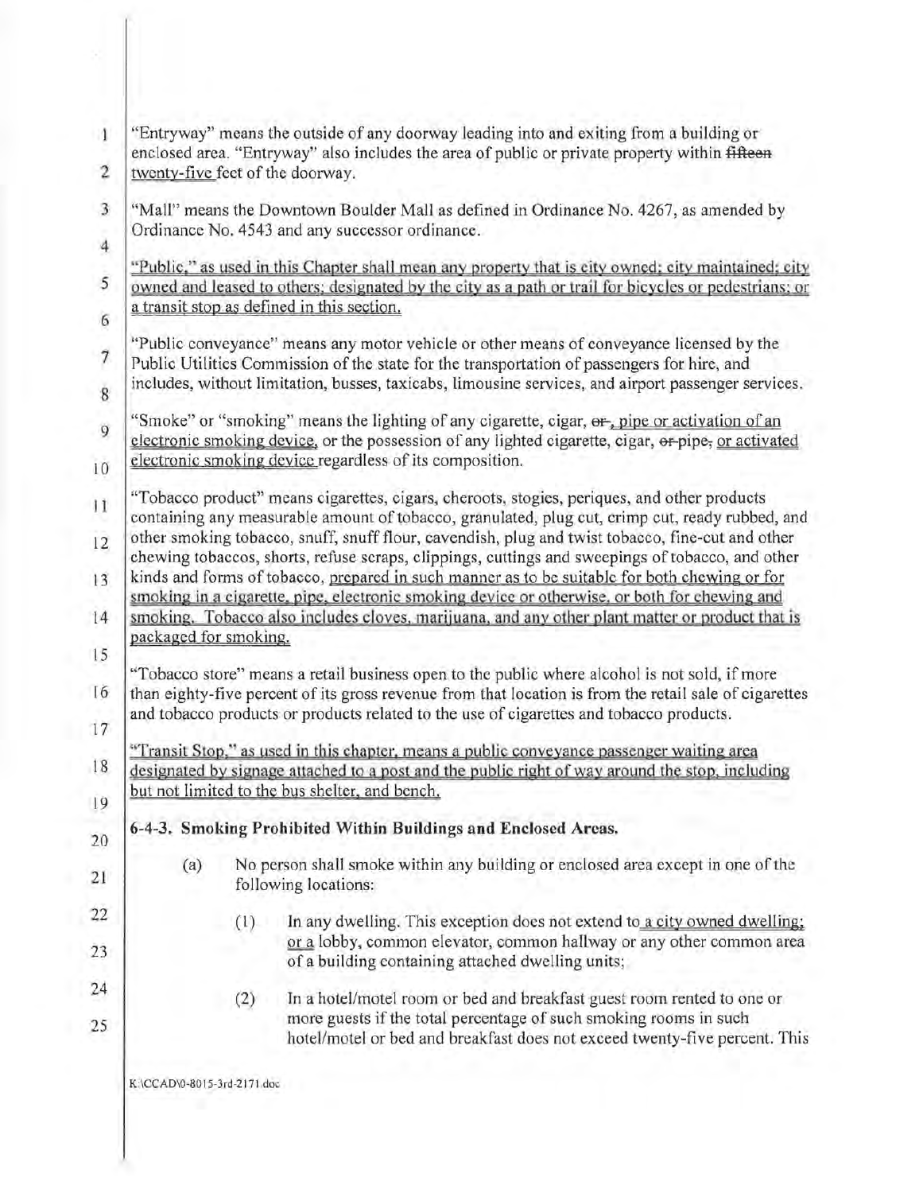"Entryway" means the outside of any doorway leading into and exiting from a building or enclosed area. "Entryway" also includes the area of public or private property within ~~fifteen~~ twenty-five feet of the doorway.

"Mall" means the Downtown Boulder Mall as defined in Ordinance No. 4267, as amended by Ordinance No. 4543 and any successor ordinance.

"Public," as used in this Chapter shall mean any property that is city owned; city maintained; city owned and leased to others; designated by the city as a path or trail for bicycles or pedestrians; or a transit stop as defined in this section.

"Public conveyance" means any motor vehicle or other means of conveyance licensed by the Public Utilities Commission of the state for the transportation of passengers for hire, and includes, without limitation, busses, taxicabs, limousine services, and airport passenger services.

"Smoke" or "smoking" means the lighting of any cigarette, cigar, ~~or~~, pipe or activation of an electronic smoking device, or the possession of any lighted cigarette, cigar, ~~or~~ pipe, or activated electronic smoking device regardless of its composition.

"Tobacco product" means cigarettes, cigars, cheroots, stogies, periques, and other products containing any measurable amount of tobacco, granulated, plug cut, crimp cut, ready rubbed, and other smoking tobacco, snuff, snuff flour, cavendish, plug and twist tobacco, fine-cut and other chewing tobaccos, shorts, refuse scraps, clippings, cuttings and sweepings of tobacco, and other kinds and forms of tobacco, prepared in such manner as to be suitable for both chewing or for smoking in a cigarette, pipe, electronic smoking device or otherwise, or both for chewing and smoking. Tobacco also includes cloves, marijuana, and any other plant matter or product that is packaged for smoking.

"Tobacco store" means a retail business open to the public where alcohol is not sold, if more than eighty-five percent of its gross revenue from that location is from the retail sale of cigarettes and tobacco products or products related to the use of cigarettes and tobacco products.

"Transit Stop," as used in this chapter, means a public conveyance passenger waiting area designated by signage attached to a post and the public right of way around the stop, including but not limited to the bus shelter, and bench.

**6-4-3. Smoking Prohibited Within Buildings and Enclosed Areas.**

(a) No person shall smoke within any building or enclosed area except in one of the following locations:

(1) In any dwelling. This exception does not extend to a city owned dwelling; or a lobby, common elevator, common hallway or any other common area of a building containing attached dwelling units;

(2) In a hotel/motel room or bed and breakfast guest room rented to one or more guests if the total percentage of such smoking rooms in such hotel/motel or bed and breakfast does not exceed twenty-five percent. This

K:\CCAD\0-8015-3rd-2171.doc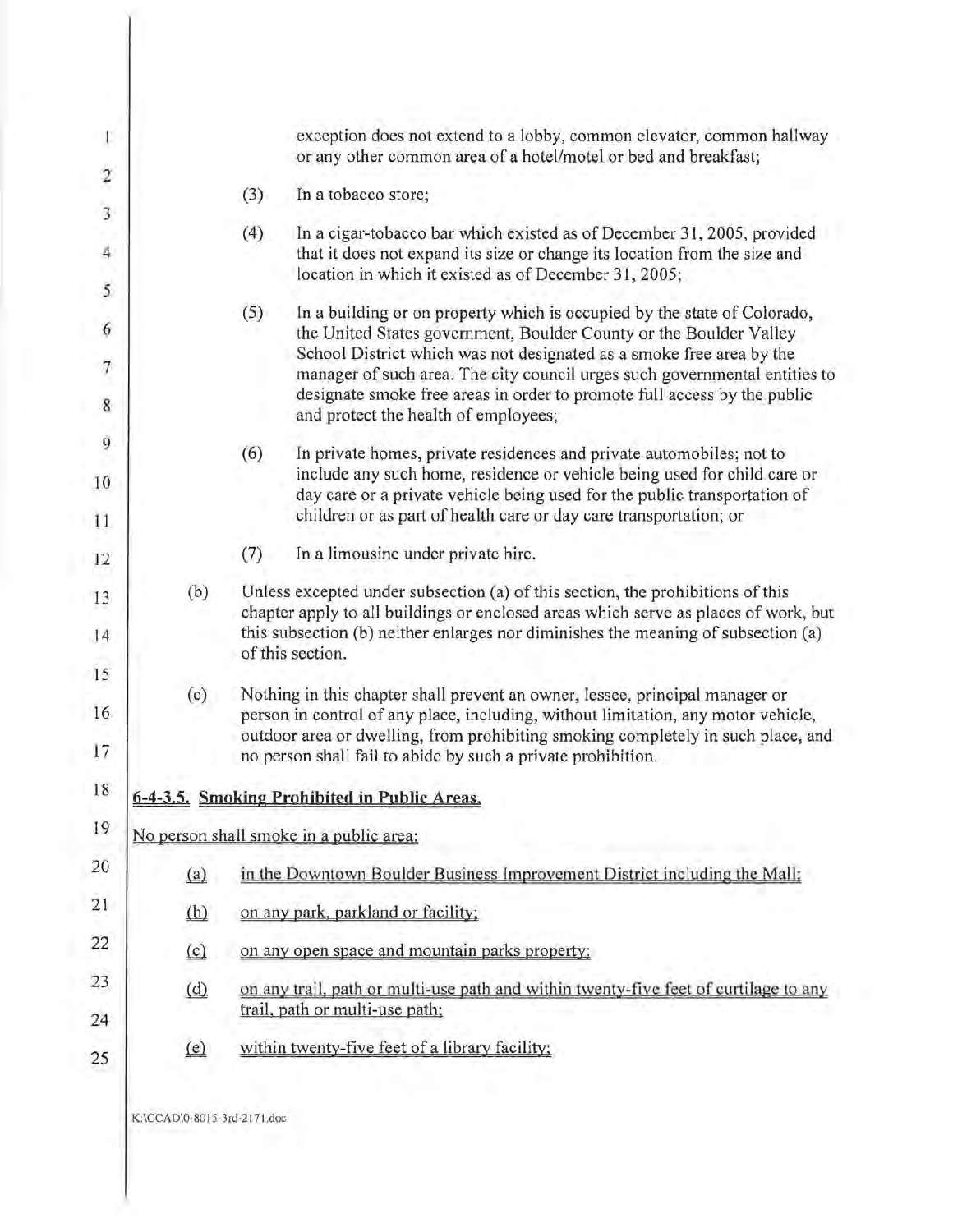exception does not extend to a lobby, common elevator, common hallway or any other common area of a hotel/motel or bed and breakfast;

(3) In a tobacco store;

(4) In a cigar-tobacco bar which existed as of December 31, 2005, provided that it does not expand its size or change its location from the size and location in which it existed as of December 31, 2005;

(5) In a building or on property which is occupied by the state of Colorado, the United States government, Boulder County or the Boulder Valley School District which was not designated as a smoke free area by the manager of such area. The city council urges such governmental entities to designate smoke free areas in order to promote full access by the public and protect the health of employees;

(6) In private homes, private residences and private automobiles; not to include any such home, residence or vehicle being used for child care or day care or a private vehicle being used for the public transportation of children or as part of health care or day care transportation; or

(7) In a limousine under private hire.

(b) Unless excepted under subsection (a) of this section, the prohibitions of this chapter apply to all buildings or enclosed areas which serve as places of work, but this subsection (b) neither enlarges nor diminishes the meaning of subsection (a) of this section.

(c) Nothing in this chapter shall prevent an owner, lessee, principal manager or person in control of any place, including, without limitation, any motor vehicle, outdoor area or dwelling, from prohibiting smoking completely in such place, and no person shall fail to abide by such a private prohibition.

**6-4-3.5. Smoking Prohibited in Public Areas.**

No person shall smoke in a public area:

(a) in the Downtown Boulder Business Improvement District including the Mall;

(b) on any park, parkland or facility;

(c) on any open space and mountain parks property;

(d) on any trail, path or multi-use path and within twenty-five feet of curtilage to any trail, path or multi-use path;

(e) within twenty-five feet of a library facility;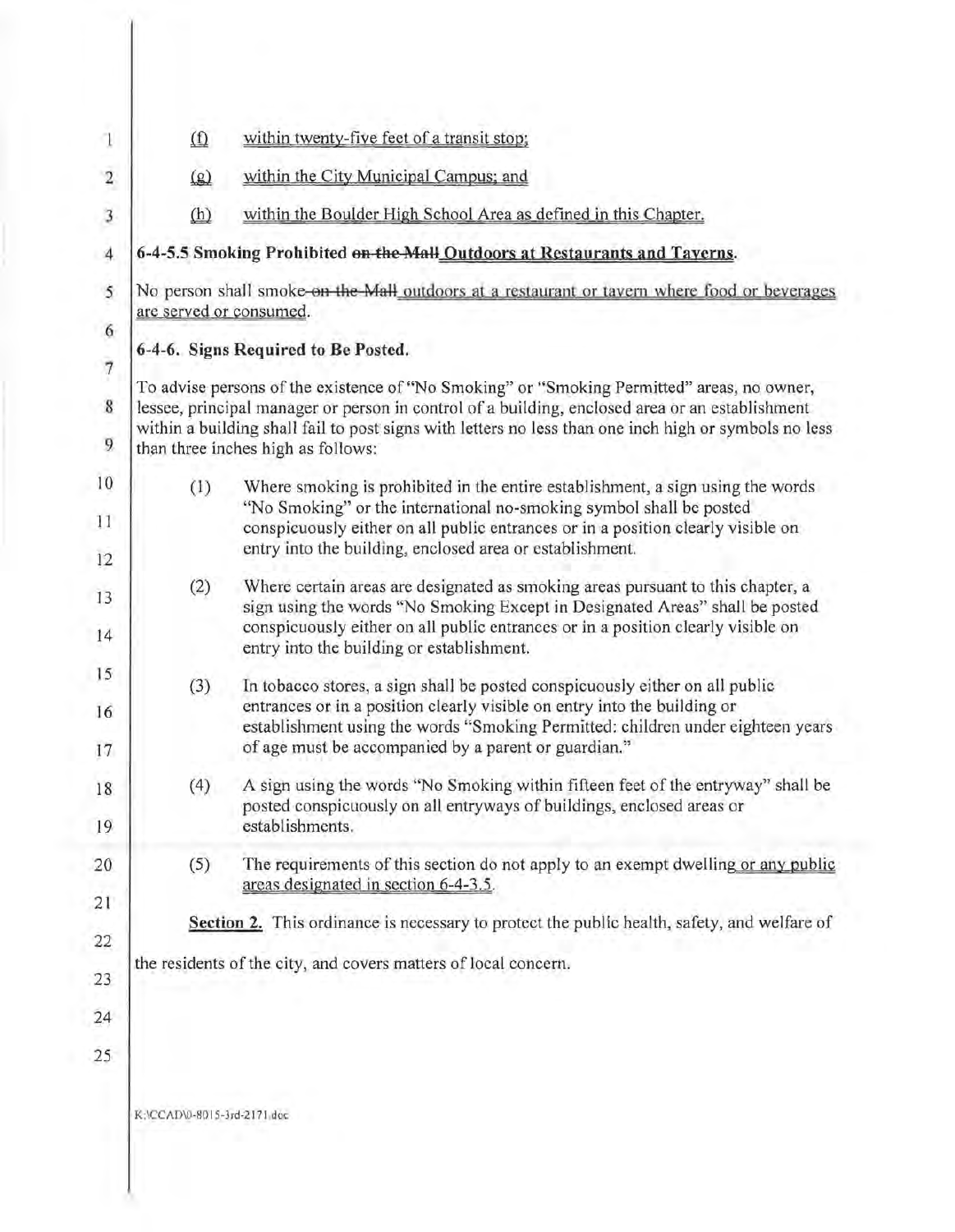(f) within twenty-five feet of a transit stop;

(g) within the City Municipal Campus; and

(h) within the Boulder High School Area as defined in this Chapter.

**6-4-5.5 Smoking Prohibited ~~on the Mall~~ Outdoors at Restaurants and Taverns.**

No person shall smoke ~~on the Mall~~ outdoors at a restaurant or tavern where food or beverages are served or consumed.

**6-4-6. Signs Required to Be Posted.**

To advise persons of the existence of "No Smoking" or "Smoking Permitted" areas, no owner, lessee, principal manager or person in control of a building, enclosed area or an establishment within a building shall fail to post signs with letters no less than one inch high or symbols no less than three inches high as follows:

(1) Where smoking is prohibited in the entire establishment, a sign using the words "No Smoking" or the international no-smoking symbol shall be posted conspicuously either on all public entrances or in a position clearly visible on entry into the building, enclosed area or establishment.

(2) Where certain areas are designated as smoking areas pursuant to this chapter, a sign using the words "No Smoking Except in Designated Areas" shall be posted conspicuously either on all public entrances or in a position clearly visible on entry into the building or establishment.

(3) In tobacco stores, a sign shall be posted conspicuously either on all public entrances or in a position clearly visible on entry into the building or establishment using the words "Smoking Permitted: children under eighteen years of age must be accompanied by a parent or guardian."

(4) A sign using the words "No Smoking within fifteen feet of the entryway" shall be posted conspicuously on all entryways of buildings, enclosed areas or establishments.

(5) The requirements of this section do not apply to an exempt dwelling or any public areas designated in section 6-4-3.5.

**Section 2.** This ordinance is necessary to protect the public health, safety, and welfare of the residents of the city, and covers matters of local concern.

K:\CCAD\0-8015-3rd-2171.doc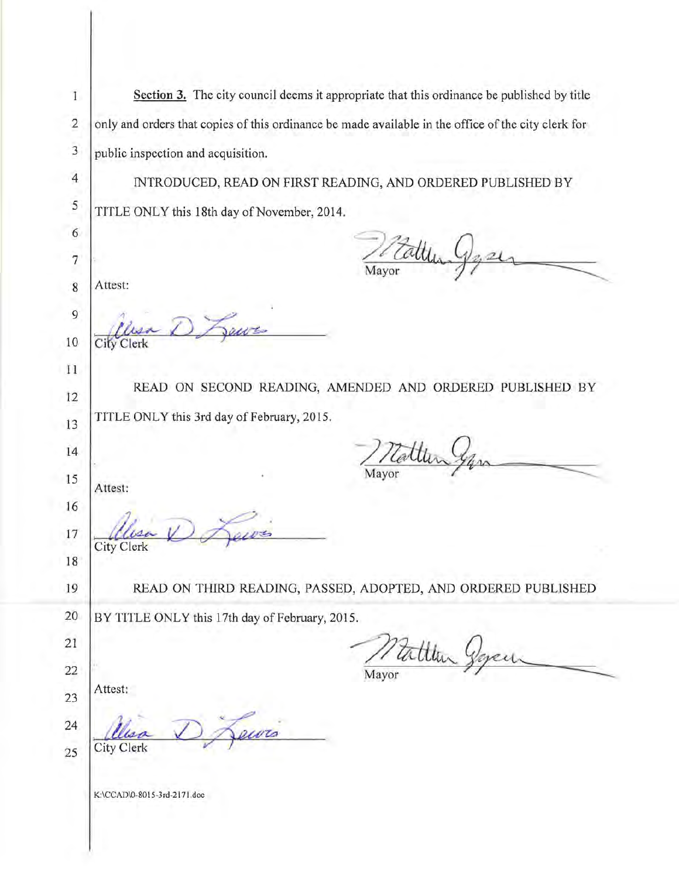**Section 3.** The city council deems it appropriate that this ordinance be published by title only and orders that copies of this ordinance be made available in the office of the city clerk for public inspection and acquisition.

INTRODUCED, READ ON FIRST READING, AND ORDERED PUBLISHED BY TITLE ONLY this 18th day of November, 2014.

Mayor

Attest:

City Clerk

READ ON SECOND READING, AMENDED AND ORDERED PUBLISHED BY TITLE ONLY this 3rd day of February, 2015.

Mayor

Attest:

City Clerk

READ ON THIRD READING, PASSED, ADOPTED, AND ORDERED PUBLISHED BY TITLE ONLY this 17th day of February, 2015.

Mayor

Attest:

City Clerk

K:\CCAD\0-8015-3rd-2171.doc